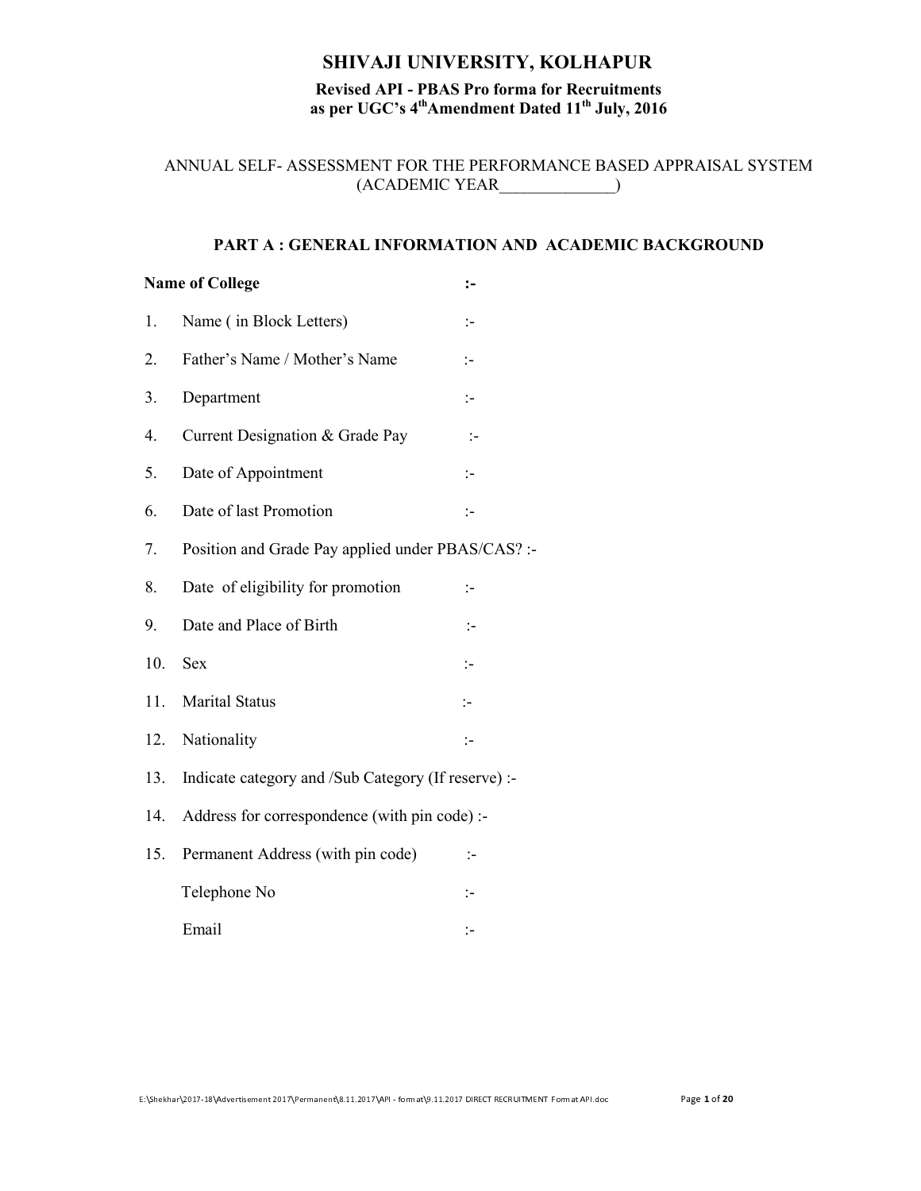# SHIVAJI UNIVERSITY, KOLHAPUR

**Revised API - PBAS Pro forma for Recruitments as per UGC's 4th Amendment Dated 11th July, 2016**

ANNUAL SELF- ASSESSMENT FOR THE PERFORMANCE BASED APPRAISAL SYSTEM (ACADEMIC YEAR______________)

## PART A : GENERAL INFORMATION AND ACADEMIC BACKGROUND

**Name of College** :-

1. Name ( in Block Letters) :-
2. Father's Name / Mother's Name :-
3. Department :-
4. Current Designation & Grade Pay :-
5. Date of Appointment :-
6. Date of last Promotion :-
7. Position and Grade Pay applied under PBAS/CAS? :-
8. Date of eligibility for promotion :-
9. Date and Place of Birth :-
10. Sex :-
11. Marital Status :-
12. Nationality :-
13. Indicate category and /Sub Category (If reserve) :-
14. Address for correspondence (with pin code) :-
15. Permanent Address (with pin code) :-

    Telephone No :-

    Email :-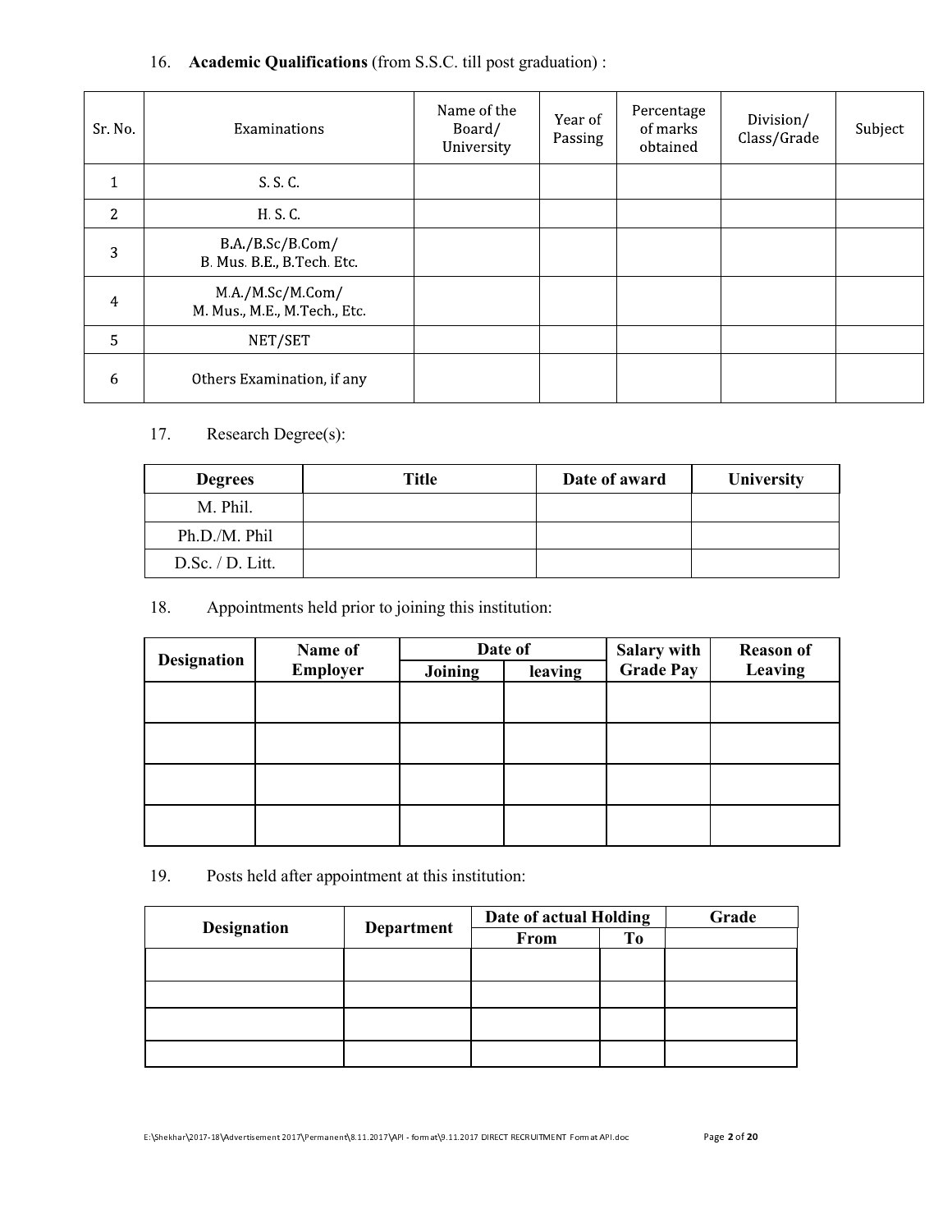16. **Academic Qualifications** (from S.S.C. till post graduation) :

| Sr. No. | Examinations | Name of the Board/ University | Year of Passing | Percentage of marks obtained | Division/ Class/Grade | Subject |
|---|---|---|---|---|---|---|
| 1 | S. S. C. | | | | | |
| 2 | H. S. C. | | | | | |
| 3 | B.A./B.Sc/B.Com/ B. Mus. B.E., B.Tech. Etc. | | | | | |
| 4 | M.A./M.Sc/M.Com/ M. Mus., M.E., M.Tech., Etc. | | | | | |
| 5 | NET/SET | | | | | |
| 6 | Others Examination, if any | | | | | |

17. Research Degree(s):

| Degrees | Title | Date of award | University |
|---|---|---|---|
| M. Phil. | | | |
| Ph.D./M. Phil | | | |
| D.Sc. / D. Litt. | | | |

18. Appointments held prior to joining this institution:

| Designation | Name of Employer | Date of | | Salary with Grade Pay | Reason of Leaving |
|---|---|---|---|---|---|
| | | Joining | leaving | | |
| | | | | | |
| | | | | | |
| | | | | | |
| | | | | | |

19. Posts held after appointment at this institution:

| Designation | Department | Date of actual Holding | | Grade |
|---|---|---|---|---|
| | | From | To | |
| | | | | |
| | | | | |
| | | | | |
| | | | | |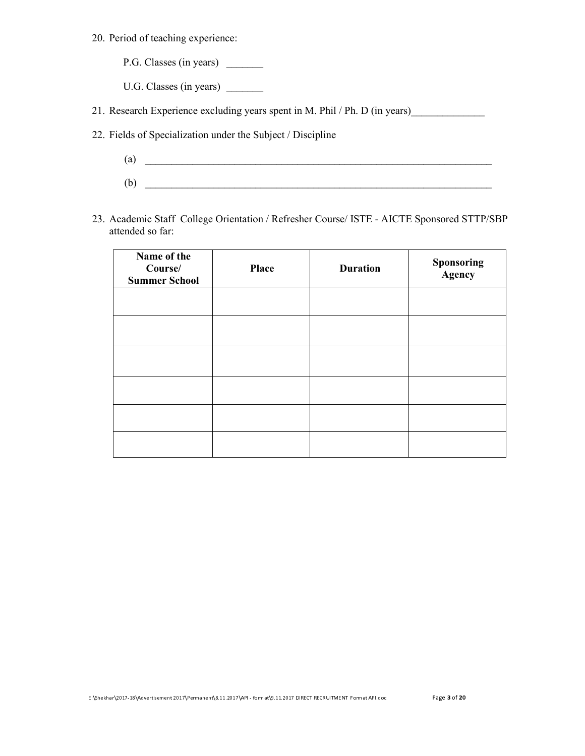20. Period of teaching experience:

    P.G. Classes (in years) _______

    U.G. Classes (in years) _______

21. Research Experience excluding years spent in M. Phil / Ph. D (in years)_____________

22. Fields of Specialization under the Subject / Discipline

    (a) ______________________________________________________________________

    (b) ______________________________________________________________________

23. Academic Staff College Orientation / Refresher Course/ ISTE - AICTE Sponsored STTP/SBP attended so far:

| **Name of the Course/ Summer School** | **Place** | **Duration** | **Sponsoring Agency** |
|---|---|---|---|
| | | | |
| | | | |
| | | | |
| | | | |
| | | | |
| | | | |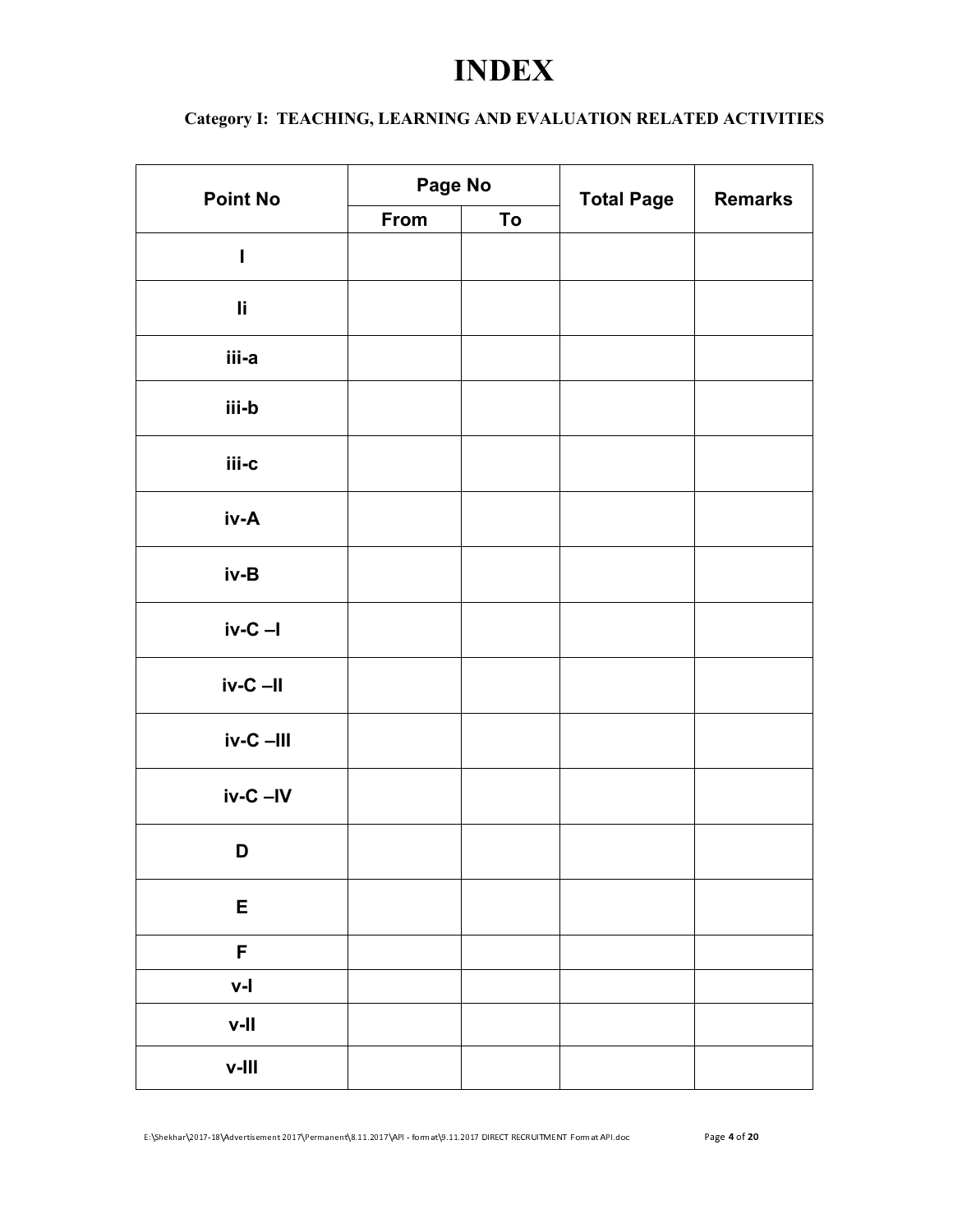# INDEX

### Category I: TEACHING, LEARNING AND EVALUATION RELATED ACTIVITIES

| Point No | Page No | | Total Page | Remarks |
|---|---|---|---|---|
| | From | To | | |
| I | | | | |
| Ii | | | | |
| iii-a | | | | |
| iii-b | | | | |
| iii-c | | | | |
| iv-A | | | | |
| iv-B | | | | |
| iv-C –I | | | | |
| iv-C –II | | | | |
| iv-C –III | | | | |
| iv-C –IV | | | | |
| D | | | | |
| E | | | | |
| F | | | | |
| v-I | | | | |
| v-II | | | | |
| v-III | | | | |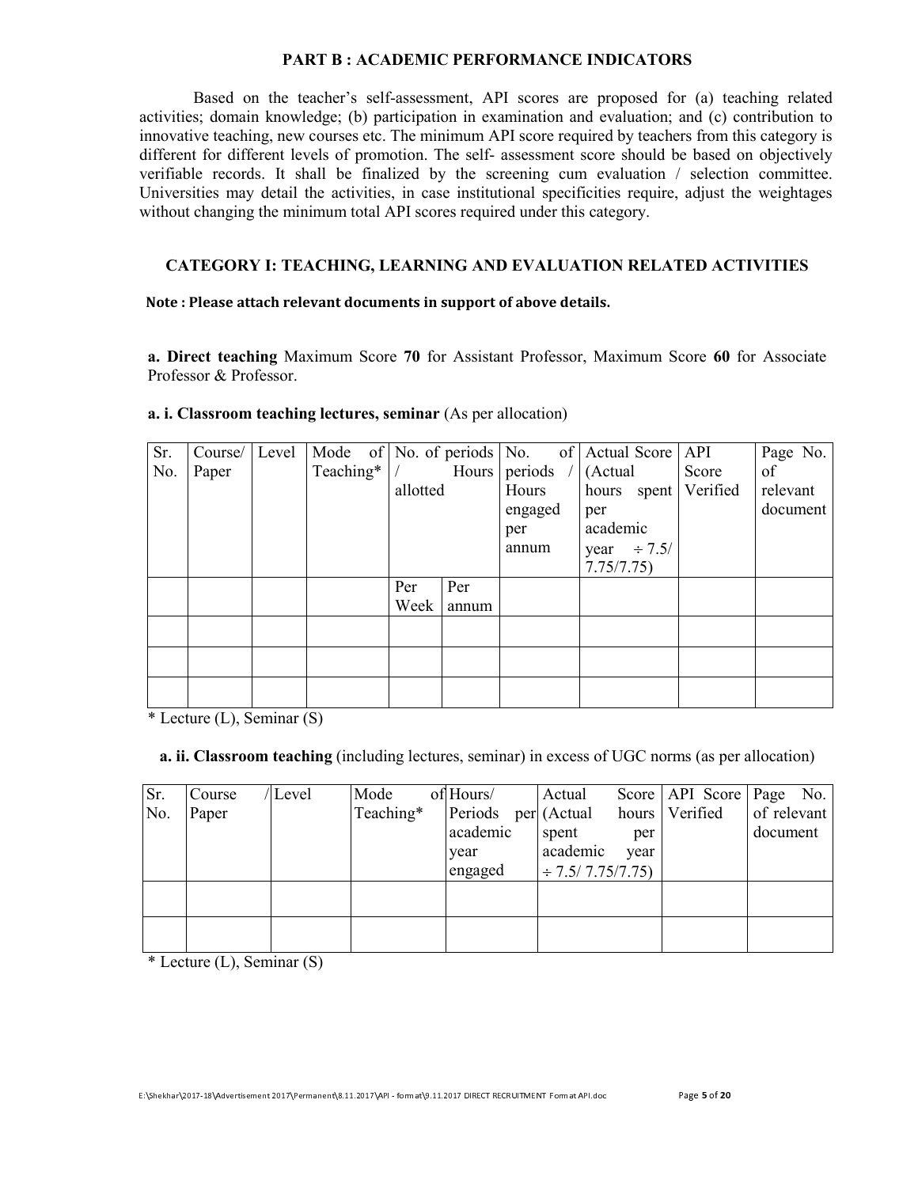## PART B : ACADEMIC PERFORMANCE INDICATORS

Based on the teacher's self-assessment, API scores are proposed for (a) teaching related activities; domain knowledge; (b) participation in examination and evaluation; and (c) contribution to innovative teaching, new courses etc. The minimum API score required by teachers from this category is different for different levels of promotion. The self- assessment score should be based on objectively verifiable records. It shall be finalized by the screening cum evaluation / selection committee. Universities may detail the activities, in case institutional specificities require, adjust the weightages without changing the minimum total API scores required under this category.

### CATEGORY I: TEACHING, LEARNING AND EVALUATION RELATED ACTIVITIES

**Note : Please attach relevant documents in support of above details.**

**a. Direct teaching** Maximum Score **70** for Assistant Professor, Maximum Score **60** for Associate Professor & Professor.

**a. i. Classroom teaching lectures, seminar** (As per allocation)

| Sr. No. | Course/ Paper | Level | Mode of Teaching* | No. of periods / Hours allotted | | No. of periods / Hours engaged per annum | Actual Score (Actual hours spent per academic year ÷ 7.5/ 7.75/7.75) | API Score Verified | Page No. of relevant document |
|---|---|---|---|---|---|---|---|---|---|
| | | | | Per Week | Per annum | | | | |
| | | | | | | | | | |
| | | | | | | | | | |
| | | | | | | | | | |

\* Lecture (L), Seminar (S)

**a. ii. Classroom teaching** (including lectures, seminar) in excess of UGC norms (as per allocation)

| Sr. No. | Course / Paper | Level | Mode of Teaching* | Hours/ Periods per academic year engaged | Actual Score (Actual hours spent per academic year ÷ 7.5/ 7.75/7.75) | API Score Verified | Page No. of relevant document |
|---|---|---|---|---|---|---|---|
| | | | | | | | |
| | | | | | | | |

\* Lecture (L), Seminar (S)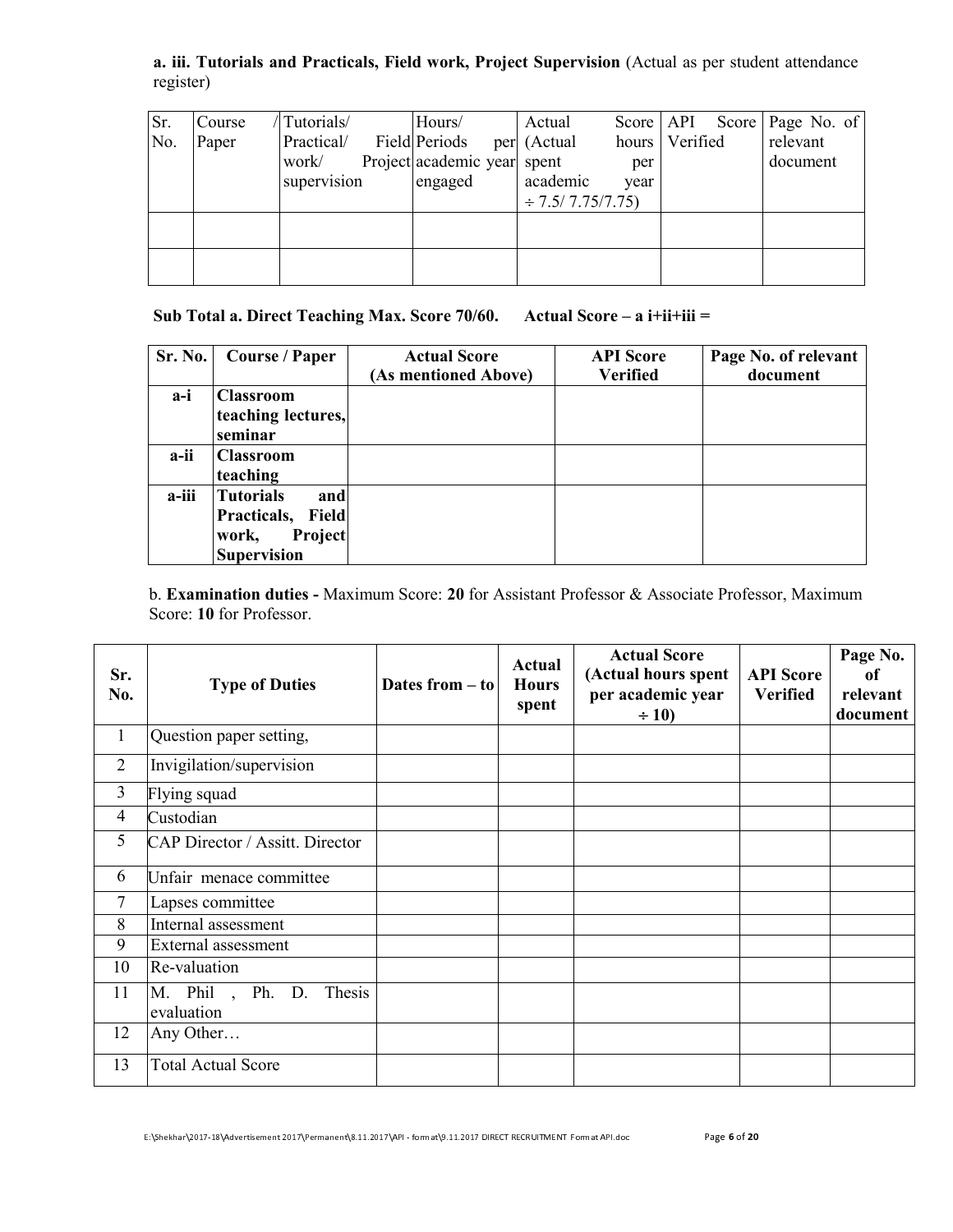**a. iii. Tutorials and Practicals, Field work, Project Supervision** (Actual as per student attendance register)

| Sr. No. | Course / Paper | Tutorials/ Practical/ Field work/ Project supervision | Hours/ Periods per academic year engaged | Actual Score (Actual hours spent per academic year ÷ 7.5/ 7.75/7.75) | API Score Verified | Page No. of relevant document |
|---|---|---|---|---|---|---|
| | | | | | | |
| | | | | | | |

**Sub Total a. Direct Teaching Max. Score 70/60. Actual Score – a i+ii+iii =**

| Sr. No. | Course / Paper | Actual Score (As mentioned Above) | API Score Verified | Page No. of relevant document |
|---|---|---|---|---|
| **a-i** | **Classroom teaching lectures, seminar** | | | |
| **a-ii** | **Classroom teaching** | | | |
| **a-iii** | **Tutorials and Practicals, Field work, Project Supervision** | | | |

b. **Examination duties -** Maximum Score: **20** for Assistant Professor & Associate Professor, Maximum Score: **10** for Professor.

| Sr. No. | Type of Duties | Dates from – to | Actual Hours spent | Actual Score (Actual hours spent per academic year ÷ 10) | API Score Verified | Page No. of relevant document |
|---|---|---|---|---|---|---|
| 1 | Question paper setting, | | | | | |
| 2 | Invigilation/supervision | | | | | |
| 3 | Flying squad | | | | | |
| 4 | Custodian | | | | | |
| 5 | CAP Director / Assitt. Director | | | | | |
| 6 | Unfair menace committee | | | | | |
| 7 | Lapses committee | | | | | |
| 8 | Internal assessment | | | | | |
| 9 | External assessment | | | | | |
| 10 | Re-valuation | | | | | |
| 11 | M. Phil , Ph. D. Thesis evaluation | | | | | |
| 12 | Any Other… | | | | | |
| 13 | Total Actual Score | | | | | |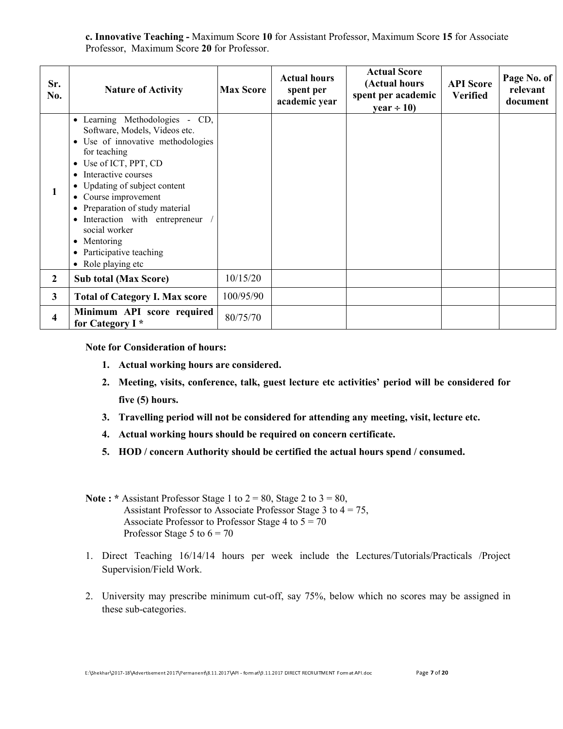**c. Innovative Teaching -** Maximum Score **10** for Assistant Professor, Maximum Score **15** for Associate Professor, Maximum Score **20** for Professor.

| Sr. No. | Nature of Activity | Max Score | Actual hours spent per academic year | Actual Score (Actual hours spent per academic year ÷ 10) | API Score Verified | Page No. of relevant document |
|---|---|---|---|---|---|---|
| 1 | • Learning Methodologies - CD, Software, Models, Videos etc.<br>• Use of innovative methodologies for teaching<br>• Use of ICT, PPT, CD<br>• Interactive courses<br>• Updating of subject content<br>• Course improvement<br>• Preparation of study material<br>• Interaction with entrepreneur / social worker<br>• Mentoring<br>• Participative teaching<br>• Role playing etc | | | | | |
| 2 | **Sub total (Max Score)** | 10/15/20 | | | | |
| 3 | **Total of Category I. Max score** | 100/95/90 | | | | |
| 4 | **Minimum API score required for Category I \*** | 80/75/70 | | | | |

**Note for Consideration of hours:**

1. **Actual working hours are considered.**
2. **Meeting, visits, conference, talk, guest lecture etc activities' period will be considered for five (5) hours.**
3. **Travelling period will not be considered for attending any meeting, visit, lecture etc.**
4. **Actual working hours should be required on concern certificate.**
5. **HOD / concern Authority should be certified the actual hours spend / consumed.**

**Note : \*** Assistant Professor Stage 1 to 2 = 80, Stage 2 to 3 = 80,
Assistant Professor to Associate Professor Stage 3 to 4 = 75,
Associate Professor to Professor Stage 4 to 5 = 70
Professor Stage 5 to 6 = 70

1. Direct Teaching 16/14/14 hours per week include the Lectures/Tutorials/Practicals /Project Supervision/Field Work.

2. University may prescribe minimum cut-off, say 75%, below which no scores may be assigned in these sub-categories.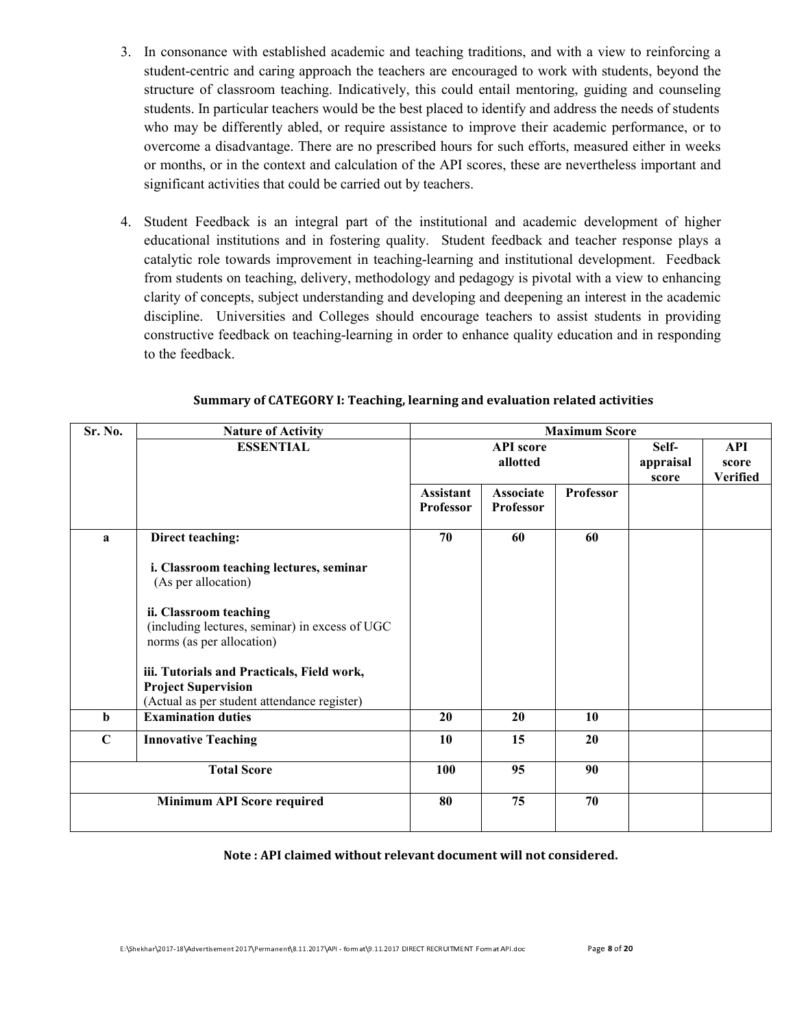3. In consonance with established academic and teaching traditions, and with a view to reinforcing a student-centric and caring approach the teachers are encouraged to work with students, beyond the structure of classroom teaching. Indicatively, this could entail mentoring, guiding and counseling students. In particular teachers would be the best placed to identify and address the needs of students who may be differently abled, or require assistance to improve their academic performance, or to overcome a disadvantage. There are no prescribed hours for such efforts, measured either in weeks or months, or in the context and calculation of the API scores, these are nevertheless important and significant activities that could be carried out by teachers.

4. Student Feedback is an integral part of the institutional and academic development of higher educational institutions and in fostering quality. Student feedback and teacher response plays a catalytic role towards improvement in teaching-learning and institutional development. Feedback from students on teaching, delivery, methodology and pedagogy is pivotal with a view to enhancing clarity of concepts, subject understanding and developing and deepening an interest in the academic discipline. Universities and Colleges should encourage teachers to assist students in providing constructive feedback on teaching-learning in order to enhance quality education and in responding to the feedback.

**Summary of CATEGORY I: Teaching, learning and evaluation related activities**

| Sr. No. | Nature of Activity | Maximum Score | | | | |
|---|---|---|---|---|---|---|
| | **ESSENTIAL** | **API score allotted** | | | **Self-appraisal score** | **API score Verified** |
| | | **Assistant Professor** | **Associate Professor** | **Professor** | | |
| **a** | **Direct teaching:**<br><br>**i. Classroom teaching lectures, seminar** (As per allocation)<br><br>**ii. Classroom teaching** (including lectures, seminar) in excess of UGC norms (as per allocation)<br><br>**iii. Tutorials and Practicals, Field work, Project Supervision** (Actual as per student attendance register) | **70** | **60** | **60** | | |
| **b** | **Examination duties** | **20** | **20** | **10** | | |
| **C** | **Innovative Teaching** | **10** | **15** | **20** | | |
| | **Total Score** | **100** | **95** | **90** | | |
| | **Minimum API Score required** | **80** | **75** | **70** | | |

**Note : API claimed without relevant document will not considered.**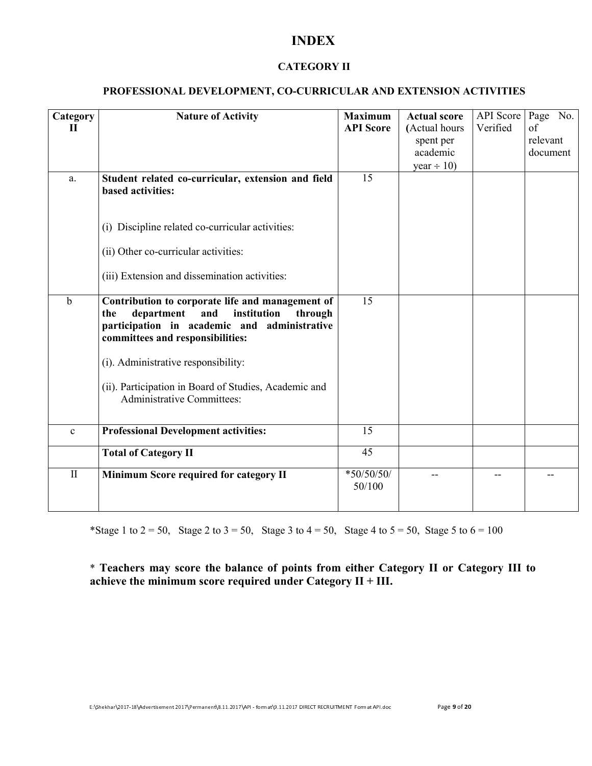# INDEX

## CATEGORY II

### PROFESSIONAL DEVELOPMENT, CO-CURRICULAR AND EXTENSION ACTIVITIES

| Category II | Nature of Activity | Maximum API Score | Actual score (Actual hours spent per academic year ÷ 10) | API Score Verified | Page No. of relevant document |
|---|---|---|---|---|---|
| a. | **Student related co-curricular, extension and field based activities:**<br><br>(i) Discipline related co-curricular activities:<br><br>(ii) Other co-curricular activities:<br><br>(iii) Extension and dissemination activities: | 15 | | | |
| b | **Contribution to corporate life and management of the department and institution through participation in academic and administrative committees and responsibilities:**<br><br>(i). Administrative responsibility:<br><br>(ii). Participation in Board of Studies, Academic and Administrative Committees: | 15 | | | |
| c | **Professional Development activities:** | 15 | | | |
| | **Total of Category II** | 45 | | | |
| II | **Minimum Score required for category II** | *50/50/50/50/100 | -- | -- | -- |

*Stage 1 to 2 = 50, Stage 2 to 3 = 50, Stage 3 to 4 = 50, Stage 4 to 5 = 50, Stage 5 to 6 = 100

\* **Teachers may score the balance of points from either Category II or Category III to achieve the minimum score required under Category II + III.**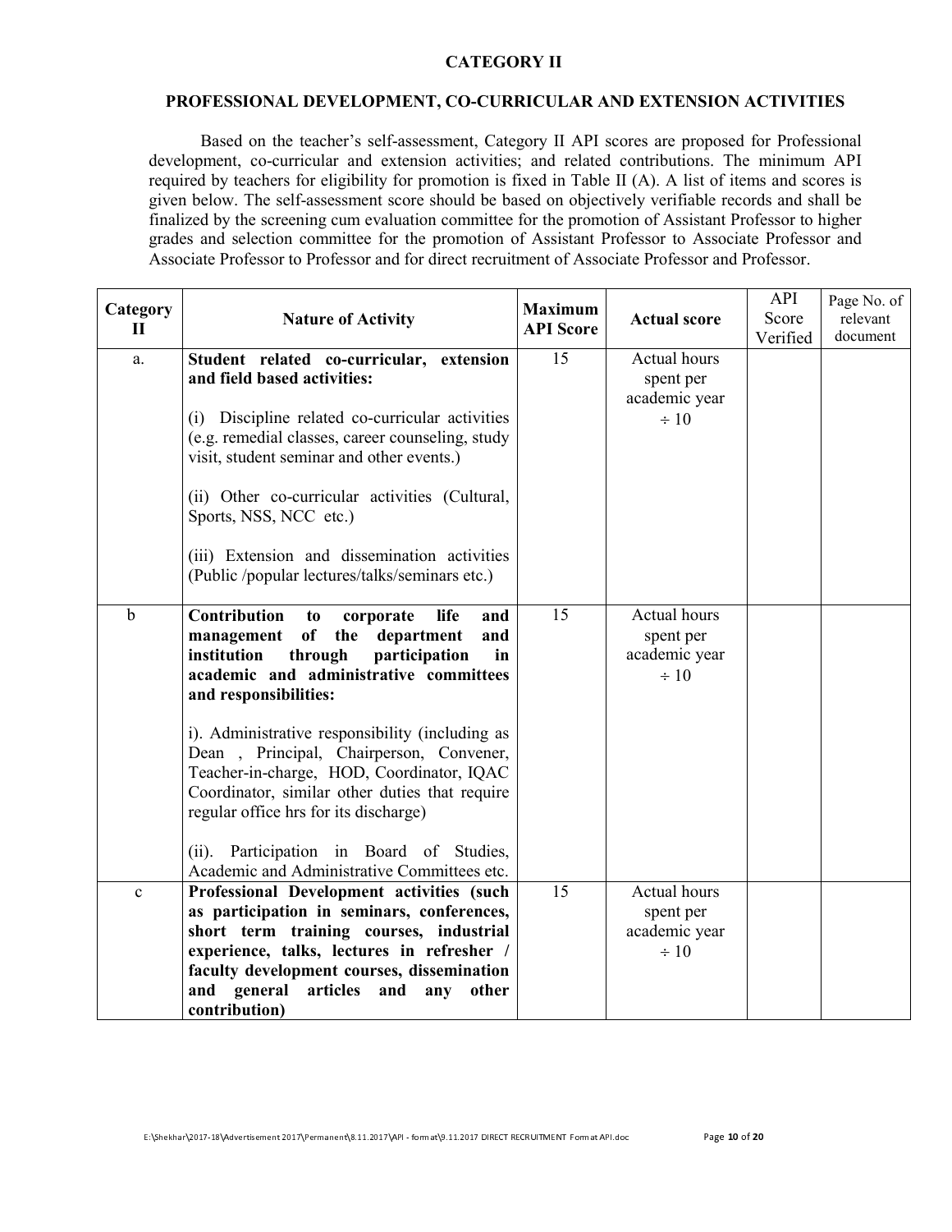## CATEGORY II

## PROFESSIONAL DEVELOPMENT, CO-CURRICULAR AND EXTENSION ACTIVITIES

Based on the teacher's self-assessment, Category II API scores are proposed for Professional development, co-curricular and extension activities; and related contributions. The minimum API required by teachers for eligibility for promotion is fixed in Table II (A). A list of items and scores is given below. The self-assessment score should be based on objectively verifiable records and shall be finalized by the screening cum evaluation committee for the promotion of Assistant Professor to higher grades and selection committee for the promotion of Assistant Professor to Associate Professor and Associate Professor to Professor and for direct recruitment of Associate Professor and Professor.

| Category II | Nature of Activity | Maximum API Score | Actual score | API Score Verified | Page No. of relevant document |
|---|---|---|---|---|---|
| a. | **Student related co-curricular, extension and field based activities:**<br><br>(i) Discipline related co-curricular activities (e.g. remedial classes, career counseling, study visit, student seminar and other events.)<br><br>(ii) Other co-curricular activities (Cultural, Sports, NSS, NCC etc.)<br><br>(iii) Extension and dissemination activities (Public /popular lectures/talks/seminars etc.) | 15 | Actual hours spent per academic year ÷ 10 | | |
| b | **Contribution to corporate life and management of the department and institution through participation in academic and administrative committees and responsibilities:**<br><br>i). Administrative responsibility (including as Dean , Principal, Chairperson, Convener, Teacher-in-charge, HOD, Coordinator, IQAC Coordinator, similar other duties that require regular office hrs for its discharge)<br><br>(ii). Participation in Board of Studies, Academic and Administrative Committees etc. | 15 | Actual hours spent per academic year ÷ 10 | | |
| c | **Professional Development activities (such as participation in seminars, conferences, short term training courses, industrial experience, talks, lectures in refresher / faculty development courses, dissemination and general articles and any other contribution)** | 15 | Actual hours spent per academic year ÷ 10 | | |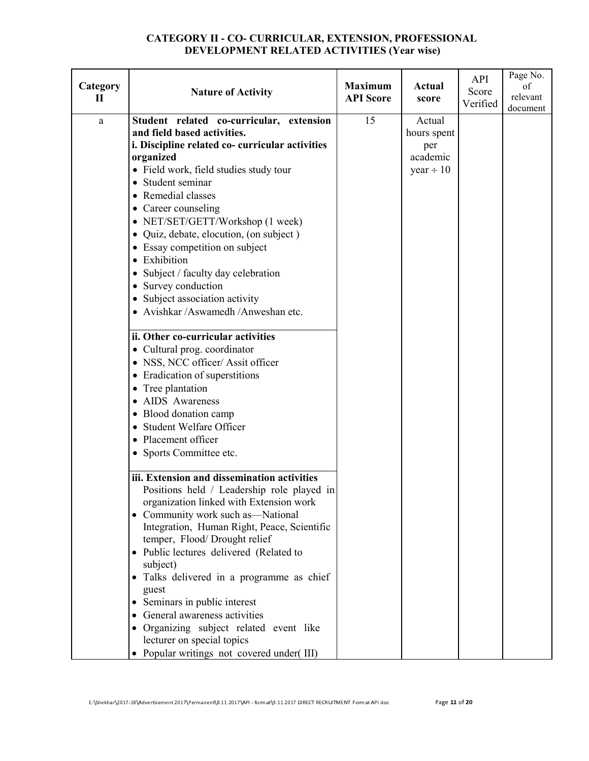## CATEGORY II - CO- CURRICULAR, EXTENSION, PROFESSIONAL DEVELOPMENT RELATED ACTIVITIES (Year wise)

| Category II | Nature of Activity | Maximum API Score | Actual score | API Score Verified | Page No. of relevant document |
|---|---|---|---|---|---|
| a | **Student related co-curricular, extension and field based activities.**<br>**i. Discipline related co- curricular activities organized**<br>• Field work, field studies study tour<br>• Student seminar<br>• Remedial classes<br>• Career counseling<br>• NET/SET/GETT/Workshop (1 week)<br>• Quiz, debate, elocution, (on subject )<br>• Essay competition on subject<br>• Exhibition<br>• Subject / faculty day celebration<br>• Survey conduction<br>• Subject association activity<br>• Avishkar /Aswamedh /Anweshan etc. | 15 | Actual hours spent per academic year ÷ 10 | | |
| | **ii. Other co-curricular activities**<br>• Cultural prog. coordinator<br>• NSS, NCC officer/ Assit officer<br>• Eradication of superstitions<br>• Tree plantation<br>• AIDS Awareness<br>• Blood donation camp<br>• Student Welfare Officer<br>• Placement officer<br>• Sports Committee etc. | | | | |
| | **iii. Extension and dissemination activities**<br>Positions held / Leadership role played in organization linked with Extension work<br>• Community work such as—National Integration, Human Right, Peace, Scientific temper, Flood/ Drought relief<br>• Public lectures delivered (Related to subject)<br>• Talks delivered in a programme as chief guest<br>• Seminars in public interest<br>• General awareness activities<br>• Organizing subject related event like lecturer on special topics<br>• Popular writings not covered under( III) | | | | |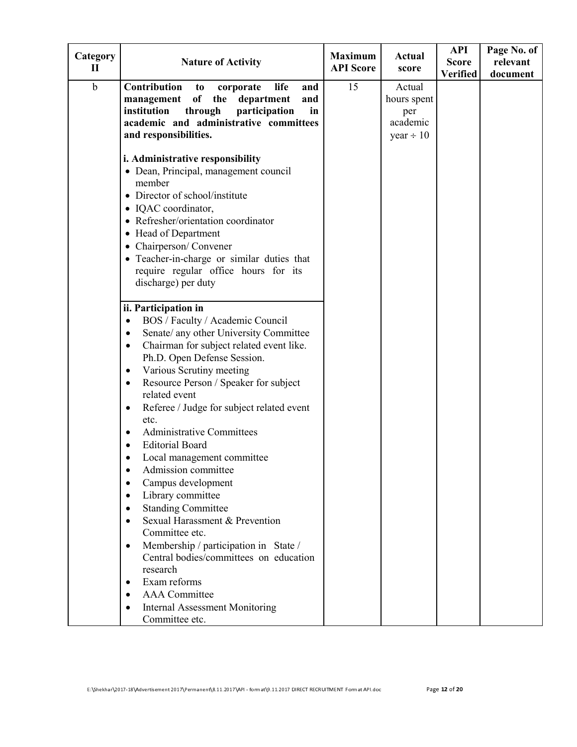| Category II | Nature of Activity | Maximum API Score | Actual score | API Score Verified | Page No. of relevant document |
|---|---|---|---|---|---|
| b | **Contribution to corporate life and management of the department and institution through participation in academic and administrative committees and responsibilities.**<br><br>**i. Administrative responsibility**<br>• Dean, Principal, management council member<br>• Director of school/institute<br>• IQAC coordinator,<br>• Refresher/orientation coordinator<br>• Head of Department<br>• Chairperson/ Convener<br>• Teacher-in-charge or similar duties that require regular office hours for its discharge) per duty<br><br>**ii. Participation in**<br>• BOS / Faculty / Academic Council<br>• Senate/ any other University Committee<br>• Chairman for subject related event like. Ph.D. Open Defense Session.<br>• Various Scrutiny meeting<br>• Resource Person / Speaker for subject related event<br>• Referee / Judge for subject related event etc.<br>• Administrative Committees<br>• Editorial Board<br>• Local management committee<br>• Admission committee<br>• Campus development<br>• Library committee<br>• Standing Committee<br>• Sexual Harassment & Prevention Committee etc.<br>• Membership / participation in State / Central bodies/committees on education research<br>• Exam reforms<br>• AAA Committee<br>• Internal Assessment Monitoring Committee etc. | 15 | Actual hours spent per academic year ÷ 10 | | |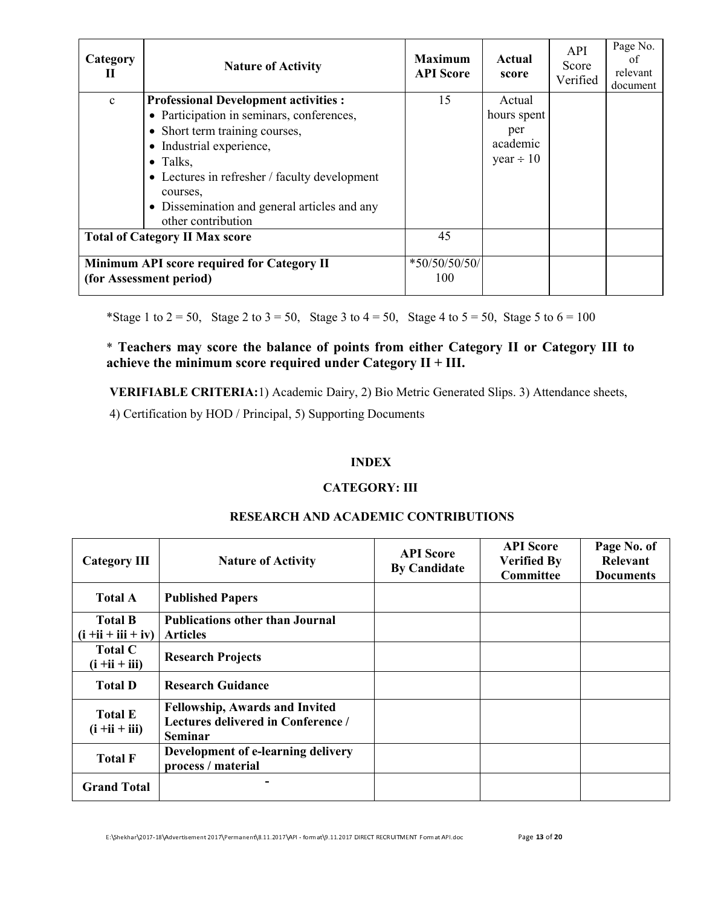| Category II | Nature of Activity | Maximum API Score | Actual score | API Score Verified | Page No. of relevant document |
|---|---|---|---|---|---|
| c | **Professional Development activities :**<br>• Participation in seminars, conferences,<br>• Short term training courses,<br>• Industrial experience,<br>• Talks,<br>• Lectures in refresher / faculty development courses,<br>• Dissemination and general articles and any other contribution | 15 | Actual hours spent per academic year ÷ 10 | | |
| **Total of Category II Max score** | | 45 | | | |
| **Minimum API score required for Category II (for Assessment period)** | | *50/50/50/50/100 | | | |

*Stage 1 to 2 = 50, Stage 2 to 3 = 50, Stage 3 to 4 = 50, Stage 4 to 5 = 50, Stage 5 to 6 = 100

* **Teachers may score the balance of points from either Category II or Category III to achieve the minimum score required under Category II + III.**

**VERIFIABLE CRITERIA:**1) Academic Dairy, 2) Bio Metric Generated Slips. 3) Attendance sheets, 4) Certification by HOD / Principal, 5) Supporting Documents

## INDEX

## CATEGORY: III

## RESEARCH AND ACADEMIC CONTRIBUTIONS

| Category III | Nature of Activity | API Score By Candidate | API Score Verified By Committee | Page No. of Relevant Documents |
|---|---|---|---|---|
| **Total A** | **Published Papers** | | | |
| **Total B (i +ii + iii + iv)** | **Publications other than Journal Articles** | | | |
| **Total C (i +ii + iii)** | **Research Projects** | | | |
| **Total D** | **Research Guidance** | | | |
| **Total E (i +ii + iii)** | **Fellowship, Awards and Invited Lectures delivered in Conference / Seminar** | | | |
| **Total F** | **Development of e-learning delivery process / material** | | | |
| **Grand Total** | - | | | |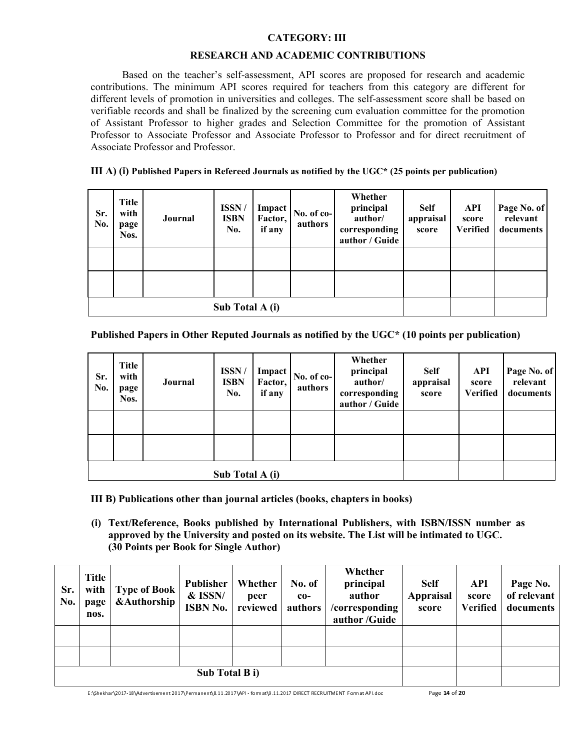## CATEGORY: III

## RESEARCH AND ACADEMIC CONTRIBUTIONS

Based on the teacher's self-assessment, API scores are proposed for research and academic contributions. The minimum API scores required for teachers from this category are different for different levels of promotion in universities and colleges. The self-assessment score shall be based on verifiable records and shall be finalized by the screening cum evaluation committee for the promotion of Assistant Professor to higher grades and Selection Committee for the promotion of Assistant Professor to Associate Professor and Associate Professor to Professor and for direct recruitment of Associate Professor and Professor.

**III A) (i) Published Papers in Refereed Journals as notified by the UGC* (25 points per publication)**

| Sr. No. | Title with page Nos. | Journal | ISSN / ISBN No. | Impact Factor, if any | No. of co-authors | Whether principal author/ corresponding author / Guide | Self appraisal score | API score Verified | Page No. of relevant documents |
|---|---|---|---|---|---|---|---|---|---|
| | | | | | | | | | |
| | | | | | | | | | |
| Sub Total A (i) | | | | | | | | | |

**Published Papers in Other Reputed Journals as notified by the UGC* (10 points per publication)**

| Sr. No. | Title with page Nos. | Journal | ISSN / ISBN No. | Impact Factor, if any | No. of co-authors | Whether principal author/ corresponding author / Guide | Self appraisal score | API score Verified | Page No. of relevant documents |
|---|---|---|---|---|---|---|---|---|---|
| | | | | | | | | | |
| | | | | | | | | | |
| Sub Total A (i) | | | | | | | | | |

**III B) Publications other than journal articles (books, chapters in books)**

**(i) Text/Reference, Books published by International Publishers, with ISBN/ISSN number as approved by the University and posted on its website. The List will be intimated to UGC. (30 Points per Book for Single Author)**

| Sr. No. | Title with page nos. | Type of Book &Authorship | Publisher & ISSN/ ISBN No. | Whether peer reviewed | No. of co-authors | Whether principal author /corresponding author /Guide | Self Appraisal score | API score Verified | Page No. of relevant documents |
|---|---|---|---|---|---|---|---|---|---|
| | | | | | | | | | |
| | | | | | | | | | |
| Sub Total B i) | | | | | | | | | |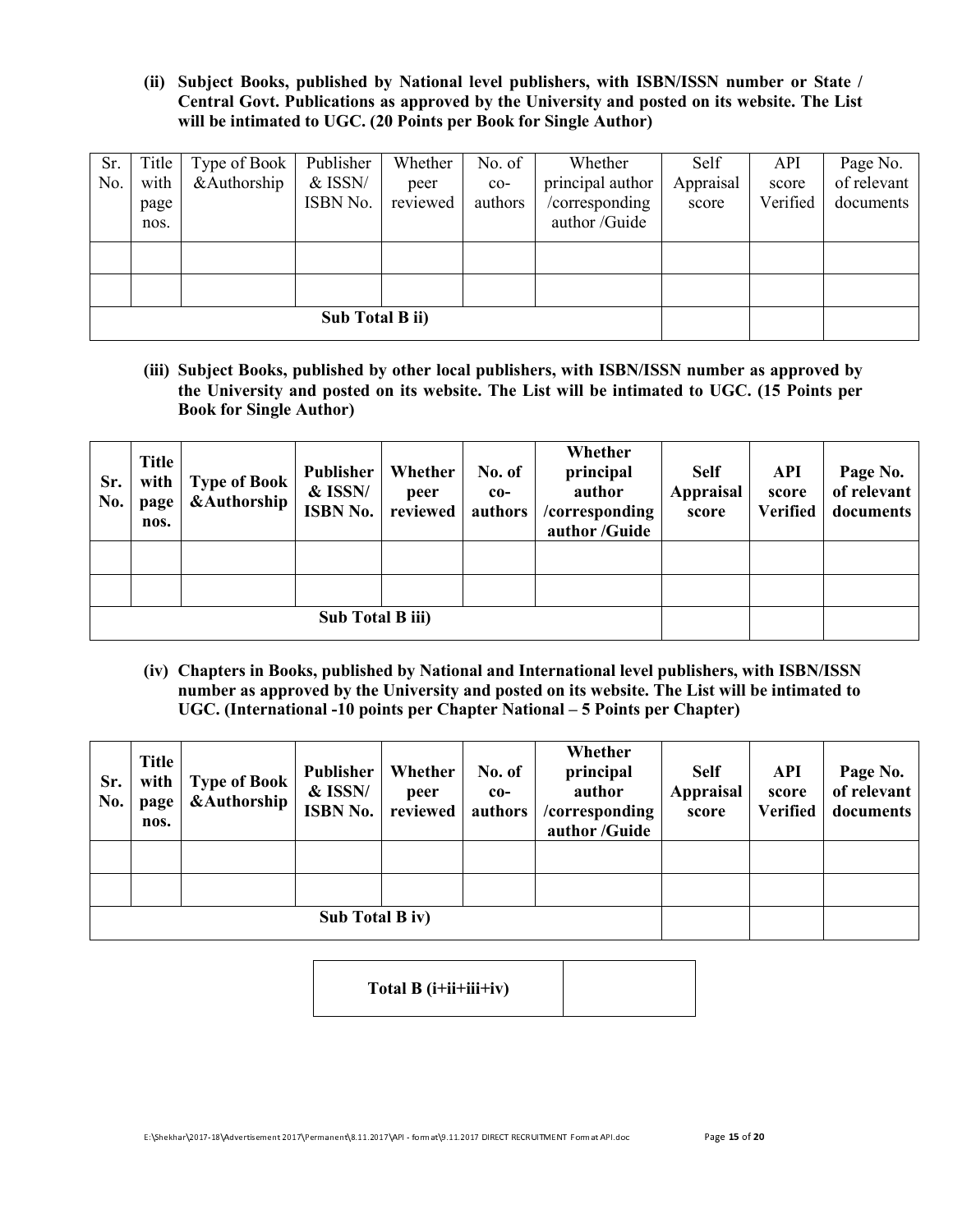**(ii) Subject Books, published by National level publishers, with ISBN/ISSN number or State / Central Govt. Publications as approved by the University and posted on its website. The List will be intimated to UGC. (20 Points per Book for Single Author)**

| Sr. No. | Title with page nos. | Type of Book &Authorship | Publisher & ISSN/ ISBN No. | Whether peer reviewed | No. of co-authors | Whether principal author /corresponding author /Guide | Self Appraisal score | API score Verified | Page No. of relevant documents |
|---|---|---|---|---|---|---|---|---|---|
| | | | | | | | | | |
| | | | | | | | | | |
| Sub Total B ii) | | | | | | | | | |

**(iii) Subject Books, published by other local publishers, with ISBN/ISSN number as approved by the University and posted on its website. The List will be intimated to UGC. (15 Points per Book for Single Author)**

| Sr. No. | Title with page nos. | Type of Book &Authorship | Publisher & ISSN/ ISBN No. | Whether peer reviewed | No. of co-authors | Whether principal author /corresponding author /Guide | Self Appraisal score | API score Verified | Page No. of relevant documents |
|---|---|---|---|---|---|---|---|---|---|
| | | | | | | | | | |
| | | | | | | | | | |
| Sub Total B iii) | | | | | | | | | |

**(iv) Chapters in Books, published by National and International level publishers, with ISBN/ISSN number as approved by the University and posted on its website. The List will be intimated to UGC. (International -10 points per Chapter National – 5 Points per Chapter)**

| Sr. No. | Title with page nos. | Type of Book &Authorship | Publisher & ISSN/ ISBN No. | Whether peer reviewed | No. of co-authors | Whether principal author /corresponding author /Guide | Self Appraisal score | API score Verified | Page No. of relevant documents |
|---|---|---|---|---|---|---|---|---|---|
| | | | | | | | | | |
| | | | | | | | | | |
| Sub Total B iv) | | | | | | | | | |

| Total B (i+ii+iii+iv) | |
|---|---|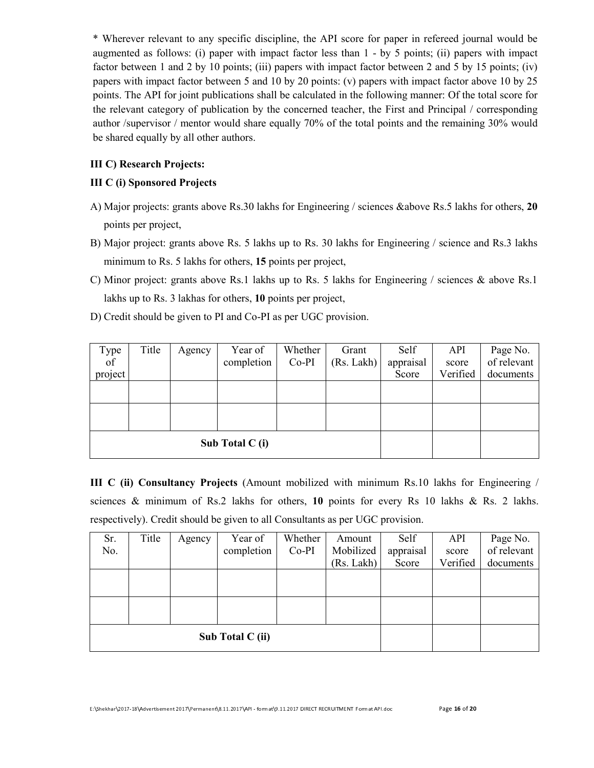* Wherever relevant to any specific discipline, the API score for paper in refereed journal would be augmented as follows: (i) paper with impact factor less than 1 - by 5 points; (ii) papers with impact factor between 1 and 2 by 10 points; (iii) papers with impact factor between 2 and 5 by 15 points; (iv) papers with impact factor between 5 and 10 by 20 points: (v) papers with impact factor above 10 by 25 points. The API for joint publications shall be calculated in the following manner: Of the total score for the relevant category of publication by the concerned teacher, the First and Principal / corresponding author /supervisor / mentor would share equally 70% of the total points and the remaining 30% would be shared equally by all other authors.

**III C) Research Projects:**

**III C (i) Sponsored Projects**

A) Major projects: grants above Rs.30 lakhs for Engineering / sciences &above Rs.5 lakhs for others, **20** points per project,

B) Major project: grants above Rs. 5 lakhs up to Rs. 30 lakhs for Engineering / science and Rs.3 lakhs minimum to Rs. 5 lakhs for others, **15** points per project,

C) Minor project: grants above Rs.1 lakhs up to Rs. 5 lakhs for Engineering / sciences & above Rs.1 lakhs up to Rs. 3 lakhas for others, **10** points per project,

D) Credit should be given to PI and Co-PI as per UGC provision.

| Type of project | Title | Agency | Year of completion | Whether Co-PI | Grant (Rs. Lakh) | Self appraisal Score | API score Verified | Page No. of relevant documents |
|---|---|---|---|---|---|---|---|---|
| | | | | | | | | |
| | | | | | | | | |
| **Sub Total C (i)** | | | | | | | | |

**III C (ii) Consultancy Projects** (Amount mobilized with minimum Rs.10 lakhs for Engineering / sciences & minimum of Rs.2 lakhs for others, **10** points for every Rs 10 lakhs & Rs. 2 lakhs. respectively). Credit should be given to all Consultants as per UGC provision.

| Sr. No. | Title | Agency | Year of completion | Whether Co-PI | Amount Mobilized (Rs. Lakh) | Self appraisal Score | API score Verified | Page No. of relevant documents |
|---|---|---|---|---|---|---|---|---|
| | | | | | | | | |
| | | | | | | | | |
| **Sub Total C (ii)** | | | | | | | | |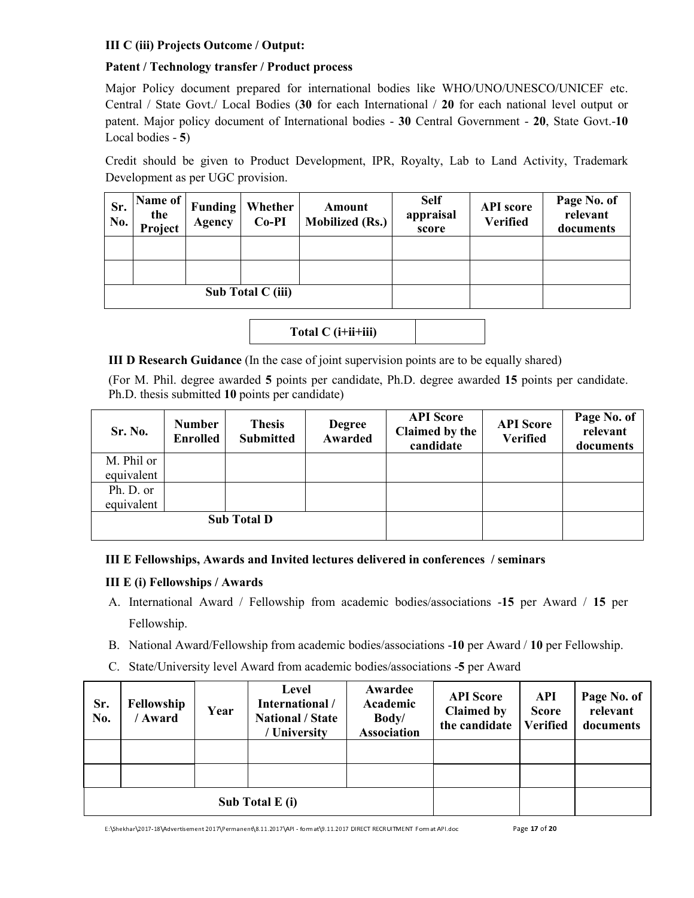**III C (iii) Projects Outcome / Output:**

**Patent / Technology transfer / Product process**

Major Policy document prepared for international bodies like WHO/UNO/UNESCO/UNICEF etc. Central / State Govt./ Local Bodies (**30** for each International / **20** for each national level output or patent. Major policy document of International bodies - **30** Central Government - **20**, State Govt.-**10** Local bodies - **5**)

Credit should be given to Product Development, IPR, Royalty, Lab to Land Activity, Trademark Development as per UGC provision.

| Sr. No. | Name of the Project | Funding Agency | Whether Co-PI | Amount Mobilized (Rs.) | Self appraisal score | API score Verified | Page No. of relevant documents |
|---|---|---|---|---|---|---|---|
| | | | | | | | |
| | | | | | | | |
| Sub Total C (iii) | | | | | | | |

| Total C (i+ii+iii) | |
|---|---|

**III D Research Guidance** (In the case of joint supervision points are to be equally shared)

(For M. Phil. degree awarded **5** points per candidate, Ph.D. degree awarded **15** points per candidate. Ph.D. thesis submitted **10** points per candidate)

| Sr. No. | Number Enrolled | Thesis Submitted | Degree Awarded | API Score Claimed by the candidate | API Score Verified | Page No. of relevant documents |
|---|---|---|---|---|---|---|
| M. Phil or equivalent | | | | | | |
| Ph. D. or equivalent | | | | | | |
| Sub Total D | | | | | | |

**III E Fellowships, Awards and Invited lectures delivered in conferences / seminars**

**III E (i) Fellowships / Awards**

A. International Award / Fellowship from academic bodies/associations -**15** per Award / **15** per Fellowship.
B. National Award/Fellowship from academic bodies/associations -**10** per Award / **10** per Fellowship.
C. State/University level Award from academic bodies/associations -**5** per Award

| Sr. No. | Fellowship / Award | Year | Level International / National / State / University | Awardee Academic Body/ Association | API Score Claimed by the candidate | API Score Verified | Page No. of relevant documents |
|---|---|---|---|---|---|---|---|
| | | | | | | | |
| | | | | | | | |
| Sub Total E (i) | | | | | | | |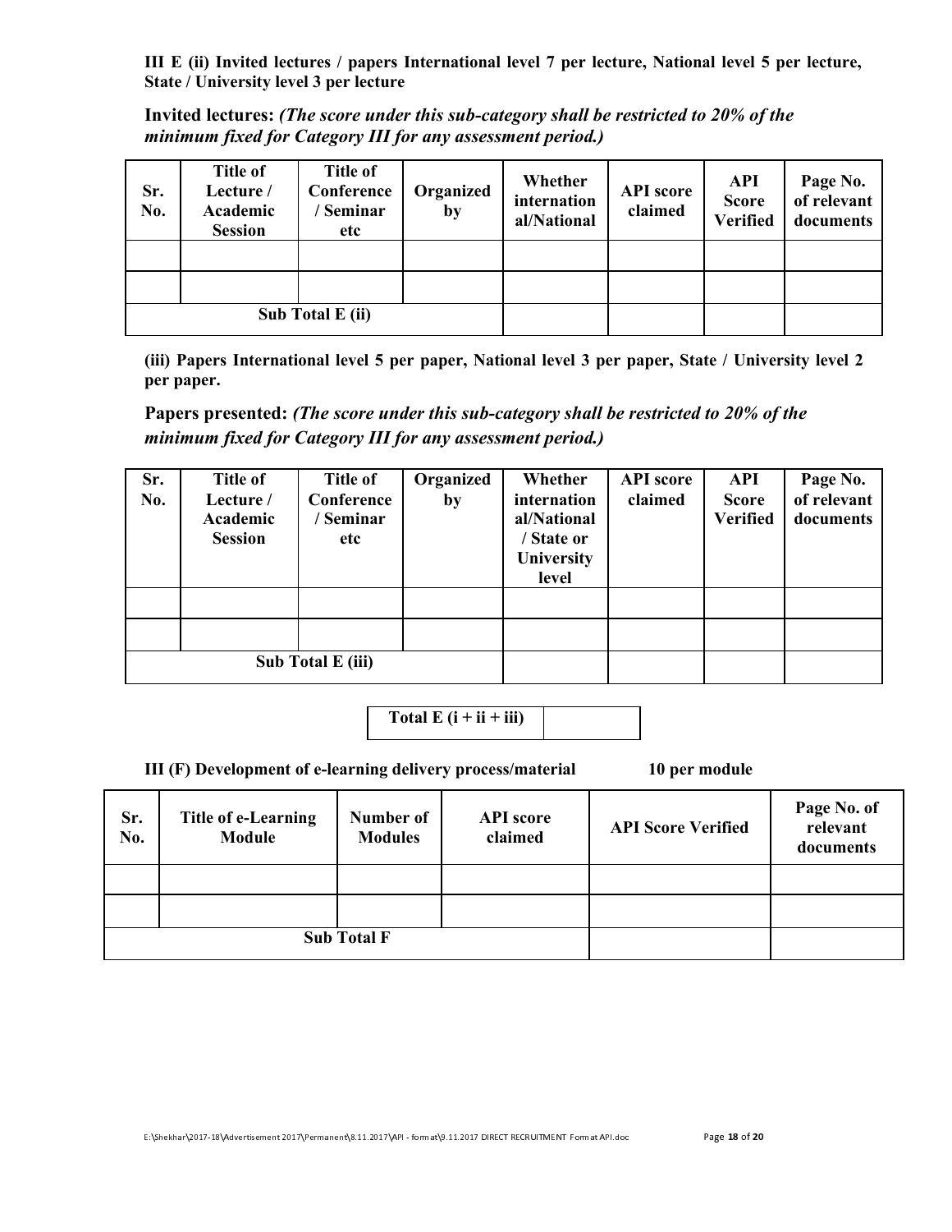**III E (ii) Invited lectures / papers International level 7 per lecture, National level 5 per lecture, State / University level 3 per lecture**

**Invited lectures:** ***(The score under this sub-category shall be restricted to 20% of the minimum fixed for Category III for any assessment period.)***

| Sr. No. | Title of Lecture / Academic Session | Title of Conference / Seminar etc | Organized by | Whether international/National | API score claimed | API Score Verified | Page No. of relevant documents |
|---|---|---|---|---|---|---|---|
| | | | | | | | |
| | | | | | | | |
| **Sub Total E (ii)** | | | | | | | |

**(iii) Papers International level 5 per paper, National level 3 per paper, State / University level 2 per paper.**

**Papers presented:** ***(The score under this sub-category shall be restricted to 20% of the minimum fixed for Category III for any assessment period.)***

| Sr. No. | Title of Lecture / Academic Session | Title of Conference / Seminar etc | Organized by | Whether international/National / State or University level | API score claimed | API Score Verified | Page No. of relevant documents |
|---|---|---|---|---|---|---|---|
| | | | | | | | |
| | | | | | | | |
| **Sub Total E (iii)** | | | | | | | |

| **Total E (i + ii + iii)** | |
|---|---|

**III (F) Development of e-learning delivery process/material 10 per module**

| Sr. No. | Title of e-Learning Module | Number of Modules | API score claimed | API Score Verified | Page No. of relevant documents |
|---|---|---|---|---|---|
| | | | | | |
| | | | | | |
| **Sub Total F** | | | | | |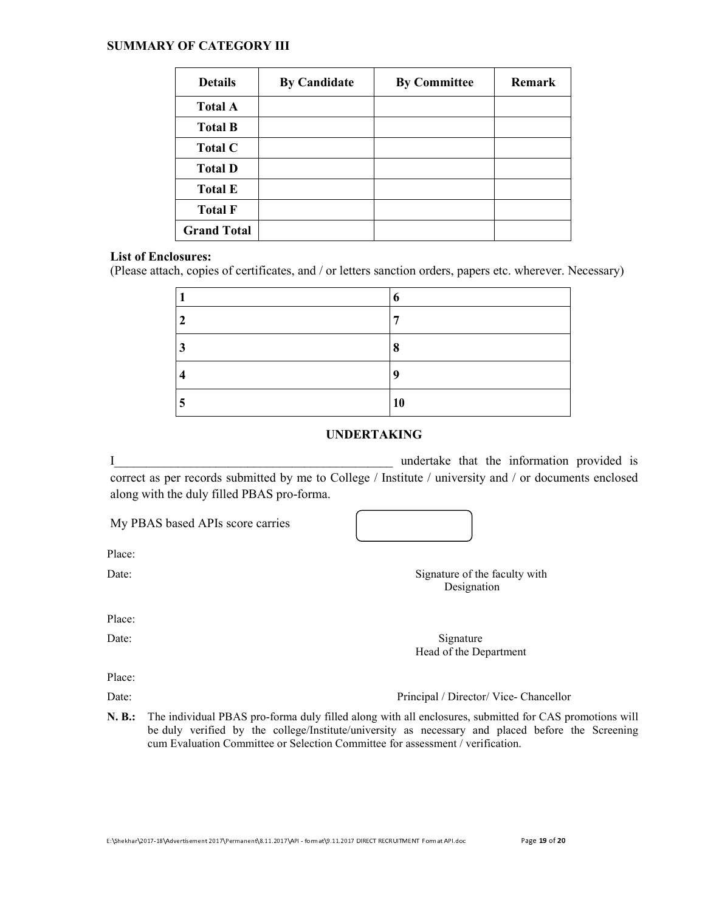**SUMMARY OF CATEGORY III**

| Details | By Candidate | By Committee | Remark |
|---|---|---|---|
| **Total A** | | | |
| **Total B** | | | |
| **Total C** | | | |
| **Total D** | | | |
| **Total E** | | | |
| **Total F** | | | |
| **Grand Total** | | | |

**List of Enclosures:**
(Please attach, copies of certificates, and / or letters sanction orders, papers etc. wherever. Necessary)

| | |
|---|---|
| **1** | **6** |
| **2** | **7** |
| **3** | **8** |
| **4** | **9** |
| **5** | **10** |

**UNDERTAKING**

I_____________________________________________ undertake that the information provided is correct as per records submitted by me to College / Institute / university and / or documents enclosed along with the duly filled PBAS pro-forma.

My PBAS based APIs score carries [ ]

Place:

Date: Signature of the faculty with Designation

Place:

Date: Signature Head of the Department

Place:

Date: Principal / Director/ Vice- Chancellor

**N. B.:** The individual PBAS pro-forma duly filled along with all enclosures, submitted for CAS promotions will be duly verified by the college/Institute/university as necessary and placed before the Screening cum Evaluation Committee or Selection Committee for assessment / verification.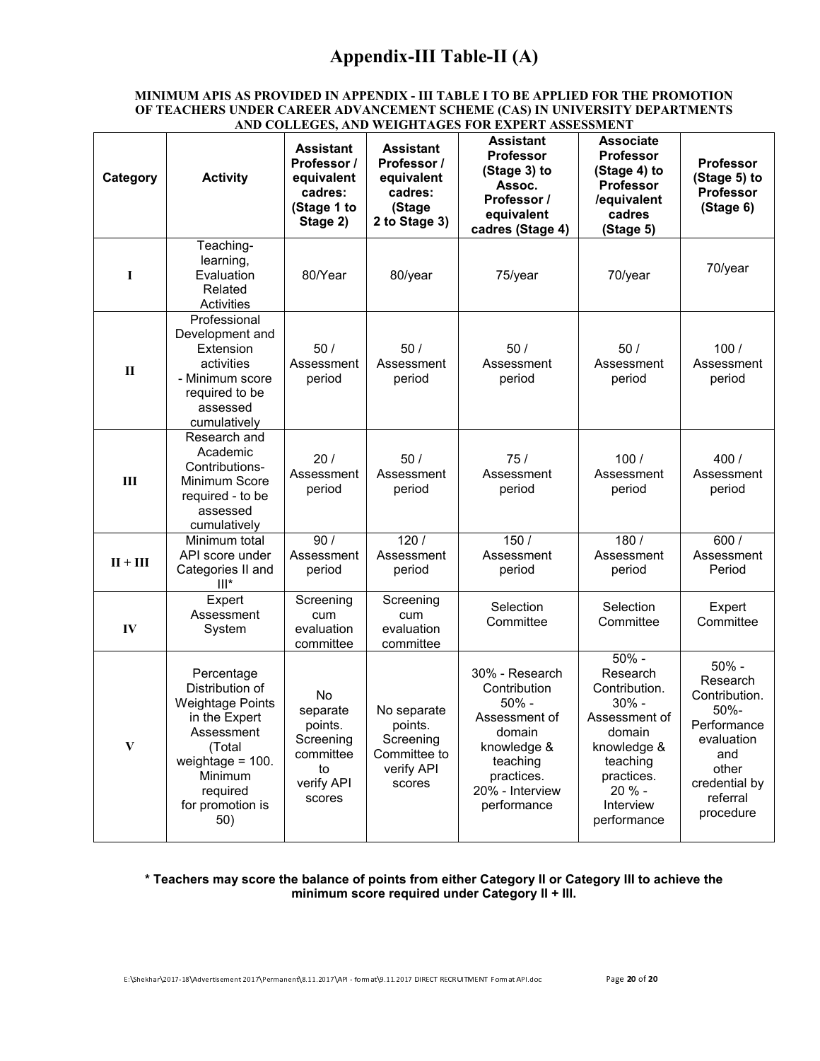# Appendix-III Table-II (A)

**MINIMUM APIS AS PROVIDED IN APPENDIX - III TABLE I TO BE APPLIED FOR THE PROMOTION OF TEACHERS UNDER CAREER ADVANCEMENT SCHEME (CAS) IN UNIVERSITY DEPARTMENTS AND COLLEGES, AND WEIGHTAGES FOR EXPERT ASSESSMENT**

| Category | Activity | Assistant Professor / equivalent cadres: (Stage 1 to Stage 2) | Assistant Professor / equivalent cadres: (Stage 2 to Stage 3) | Assistant Professor (Stage 3) to Assoc. Professor / equivalent cadres (Stage 4) | Associate Professor (Stage 4) to Professor /equivalent cadres (Stage 5) | Professor (Stage 5) to Professor (Stage 6) |
|---|---|---|---|---|---|---|
| I | Teaching-learning, Evaluation Related Activities | 80/Year | 80/year | 75/year | 70/year | 70/year |
| II | Professional Development and Extension activities - Minimum score required to be assessed cumulatively | 50 / Assessment period | 50 / Assessment period | 50 / Assessment period | 50 / Assessment period | 100 / Assessment period |
| III | Research and Academic Contributions- Minimum Score required - to be assessed cumulatively | 20 / Assessment period | 50 / Assessment period | 75 / Assessment period | 100 / Assessment period | 400 / Assessment period |
| II + III | Minimum total API score under Categories II and III* | 90 / Assessment period | 120 / Assessment period | 150 / Assessment period | 180 / Assessment period | 600 / Assessment Period |
| IV | Expert Assessment System | Screening cum evaluation committee | Screening cum evaluation committee | Selection Committee | Selection Committee | Expert Committee |
| V | Percentage Distribution of Weightage Points in the Expert Assessment (Total weightage = 100. Minimum required for promotion is 50) | No separate points. Screening committee to verify API scores | No separate points. Screening Committee to verify API scores | 30% - Research Contribution 50% - Assessment of domain knowledge & teaching practices. 20% - Interview performance | 50% - Research Contribution. 30% - Assessment of domain knowledge & teaching practices. 20 % - Interview performance | 50% - Research Contribution. 50%- Performance evaluation and other credential by referral procedure |

**\* Teachers may score the balance of points from either Category II or Category III to achieve the minimum score required under Category II + III.**